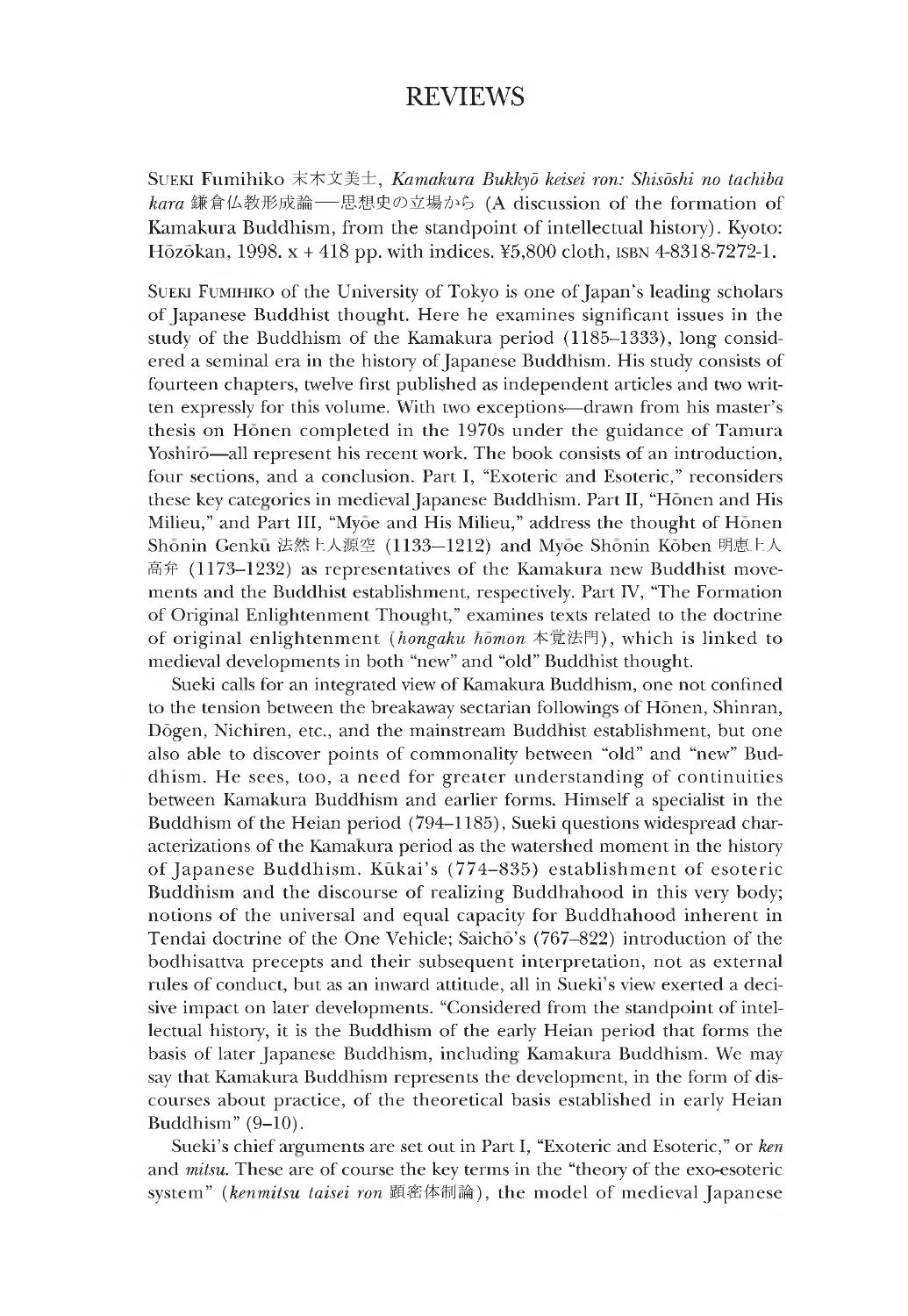# REVIEWS

SUEKI Fumihiko 末木文美士, *Kamakura Bukkyō keisei ron: Shisōshi no tachiba kara* 鎌倉仏教形成論—思想史の立場から (A discussion of the formation of Kamakura Buddhism, from the standpoint of intellectual history). Kyoto: Hōzōkan, 1998. x + 418 pp. with indices. ¥5,800 cloth, ISBN 4-8318-7272-1.

SUEKI FUMIHIKO of the University of Tokyo is one of Japan's leading scholars of Japanese Buddhist thought. Here he examines significant issues in the study of the Buddhism of the Kamakura period (1185–1333), long considered a seminal era in the history of Japanese Buddhism. His study consists of fourteen chapters, twelve first published as independent articles and two written expressly for this volume. With two exceptions—drawn from his master's thesis on Hōnen completed in the 1970s under the guidance of Tamura Yoshirō—all represent his recent work. The book consists of an introduction, four sections, and a conclusion. Part I, "Exoteric and Esoteric," reconsiders these key categories in medieval Japanese Buddhism. Part II, "Hōnen and His Milieu," and Part III, "Myōe and His Milieu," address the thought of Hōnen Shōnin Genkū 法然上人源空 (1133—1212) and Myōe Shōnin Kōben 明恵上人高弁 (1173–1232) as representatives of the Kamakura new Buddhist movements and the Buddhist establishment, respectively. Part IV, "The Formation of Original Enlightenment Thought," examines texts related to the doctrine of original enlightenment (*hongaku hōmon* 本覚法門), which is linked to medieval developments in both "new" and "old" Buddhist thought.

Sueki calls for an integrated view of Kamakura Buddhism, one not confined to the tension between the breakaway sectarian followings of Hōnen, Shinran, Dōgen, Nichiren, etc., and the mainstream Buddhist establishment, but one also able to discover points of commonality between "old" and "new" Buddhism. He sees, too, a need for greater understanding of continuities between Kamakura Buddhism and earlier forms. Himself a specialist in the Buddhism of the Heian period (794–1185), Sueki questions widespread characterizations of the Kamakura period as the watershed moment in the history of Japanese Buddhism. Kūkai's (774–835) establishment of esoteric Buddhism and the discourse of realizing Buddhahood in this very body; notions of the universal and equal capacity for Buddhahood inherent in Tendai doctrine of the One Vehicle; Saichō's (767–822) introduction of the bodhisattva precepts and their subsequent interpretation, not as external rules of conduct, but as an inward attitude, all in Sueki's view exerted a decisive impact on later developments. "Considered from the standpoint of intellectual history, it is the Buddhism of the early Heian period that forms the basis of later Japanese Buddhism, including Kamakura Buddhism. We may say that Kamakura Buddhism represents the development, in the form of discourses about practice, of the theoretical basis established in early Heian Buddhism" (9–10).

Sueki's chief arguments are set out in Part I, "Exoteric and Esoteric," or *ken* and *mitsu*. These are of course the key terms in the "theory of the exo-esoteric system" (*kenmitsu taisei ron* 顕密体制論), the model of medieval Japanese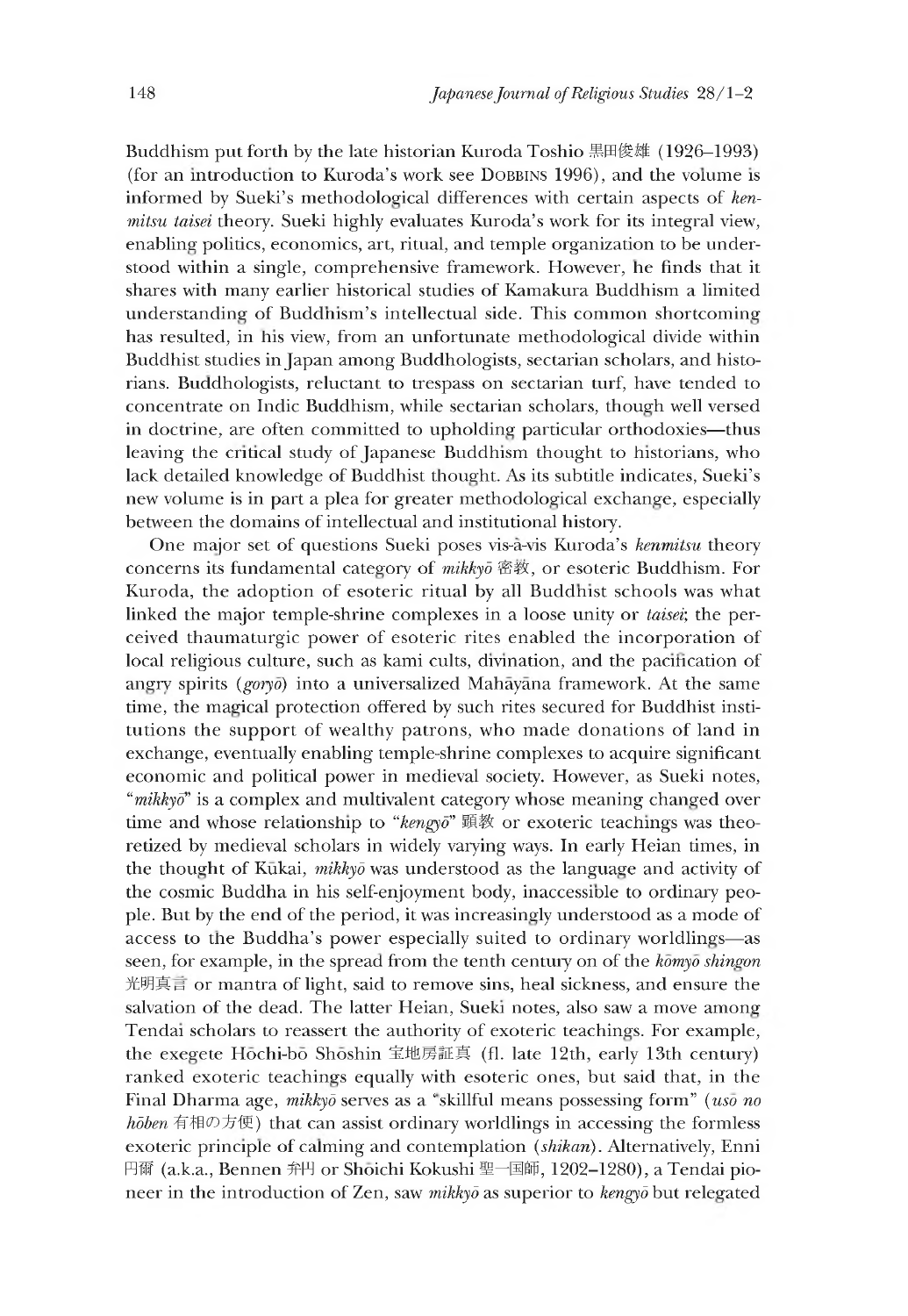Buddhism put forth by the late historian Kuroda Toshio 黒田俊雄 (1926–1993) (for an introduction to Kuroda's work see DOBBINS 1996), and the volume is informed by Sueki's methodological differences with certain aspects of *kenmitsu taisei* theory. Sueki highly evaluates Kuroda's work for its integral view, enabling politics, economics, art, ritual, and temple organization to be understood within a single, comprehensive framework. However, he finds that it shares with many earlier historical studies of Kamakura Buddhism a limited understanding of Buddhism's intellectual side. This common shortcoming has resulted, in his view, from an unfortunate methodological divide within Buddhist studies in Japan among Buddhologists, sectarian scholars, and historians. Buddhologists, reluctant to trespass on sectarian turf, have tended to concentrate on Indic Buddhism, while sectarian scholars, though well versed in doctrine, are often committed to upholding particular orthodoxies—thus leaving the critical study of Japanese Buddhism thought to historians, who lack detailed knowledge of Buddhist thought. As its subtitle indicates, Sueki's new volume is in part a plea for greater methodological exchange, especially between the domains of intellectual and institutional history.

One major set of questions Sueki poses vis-à-vis Kuroda's *kenmitsu* theory concerns its fundamental category of *mikkyō* 密教, or esoteric Buddhism. For Kuroda, the adoption of esoteric ritual by all Buddhist schools was what linked the major temple-shrine complexes in a loose unity or *taisei*; the perceived thaumaturgic power of esoteric rites enabled the incorporation of local religious culture, such as kami cults, divination, and the pacification of angry spirits (*goryō*) into a universalized Mahāyāna framework. At the same time, the magical protection offered by such rites secured for Buddhist institutions the support of wealthy patrons, who made donations of land in exchange, eventually enabling temple-shrine complexes to acquire significant economic and political power in medieval society. However, as Sueki notes, "*mikkyō*" is a complex and multivalent category whose meaning changed over time and whose relationship to "*kengyō*" 顕教 or exoteric teachings was theoretized by medieval scholars in widely varying ways. In early Heian times, in the thought of Kūkai, *mikkyō* was understood as the language and activity of the cosmic Buddha in his self-enjoyment body, inaccessible to ordinary people. But by the end of the period, it was increasingly understood as a mode of access to the Buddha's power especially suited to ordinary worldlings—as seen, for example, in the spread from the tenth century on of the *kōmyō shingon* 光明真言 or mantra of light, said to remove sins, heal sickness, and ensure the salvation of the dead. The latter Heian, Sueki notes, also saw a move among Tendai scholars to reassert the authority of exoteric teachings. For example, the exegete Hōchi-bō Shōshin 宝地房証真 (fl. late 12th, early 13th century) ranked exoteric teachings equally with esoteric ones, but said that, in the Final Dharma age, *mikkyō* serves as a "skillful means possessing form" (*usō no hōben* 有相の方便) that can assist ordinary worldlings in accessing the formless exoteric principle of calming and contemplation (*shikan*). Alternatively, Enni 円爾 (a.k.a., Bennen 弁円 or Shōichi Kokushi 聖一国師, 1202–1280), a Tendai pioneer in the introduction of Zen, saw *mikkyō* as superior to *kengyō* but relegated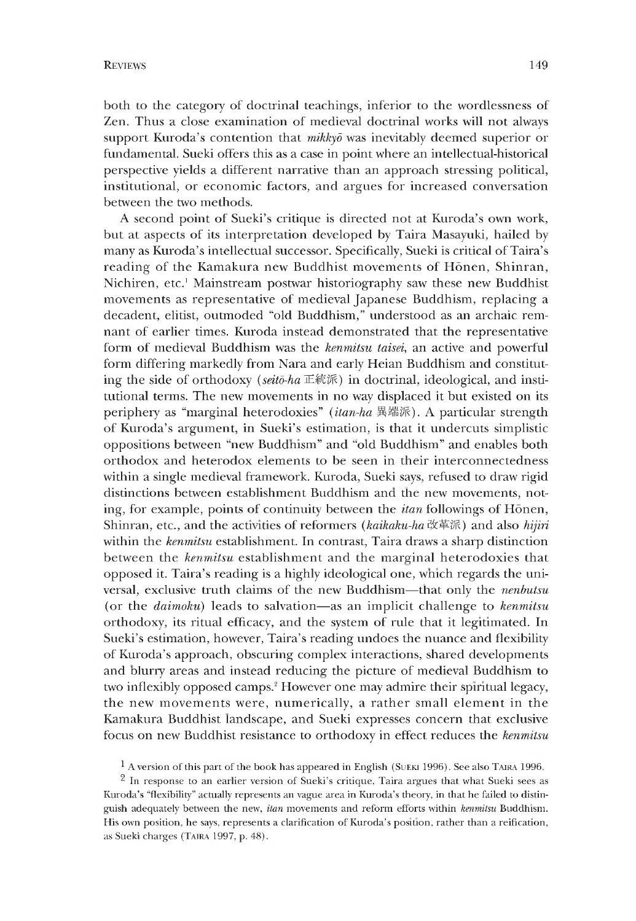both to the category of doctrinal teachings, inferior to the wordlessness of Zen. Thus a close examination of medieval doctrinal works will not always support Kuroda's contention that *mikkyō* was inevitably deemed superior or fundamental. Sueki offers this as a case in point where an intellectual-historical perspective yields a different narrative than an approach stressing political, institutional, or economic factors, and argues for increased conversation between the two methods.

A second point of Sueki's critique is directed not at Kuroda's own work, but at aspects of its interpretation developed by Taira Masayuki, hailed by many as Kuroda's intellectual successor. Specifically, Sueki is critical of Taira's reading of the Kamakura new Buddhist movements of Hōnen, Shinran, Nichiren, etc.[1] Mainstream postwar historiography saw these new Buddhist movements as representative of medieval Japanese Buddhism, replacing a decadent, elitist, outmoded "old Buddhism," understood as an archaic remnant of earlier times. Kuroda instead demonstrated that the representative form of medieval Buddhism was the *kenmitsu taisei*, an active and powerful form differing markedly from Nara and early Heian Buddhism and constituting the side of orthodoxy (*seitō-ha* 正統派) in doctrinal, ideological, and institutional terms. The new movements in no way displaced it but existed on its periphery as "marginal heterodoxies" (*itan-ha* 異端派). A particular strength of Kuroda's argument, in Sueki's estimation, is that it undercuts simplistic oppositions between "new Buddhism" and "old Buddhism" and enables both orthodox and heterodox elements to be seen in their interconnectedness within a single medieval framework. Kuroda, Sueki says, refused to draw rigid distinctions between establishment Buddhism and the new movements, noting, for example, points of continuity between the *itan* followings of Hōnen, Shinran, etc., and the activities of reformers (*kaikaku-ha* 改革派) and also *hijiri* within the *kenmitsu* establishment. In contrast, Taira draws a sharp distinction between the *kenmitsu* establishment and the marginal heterodoxies that opposed it. Taira's reading is a highly ideological one, which regards the universal, exclusive truth claims of the new Buddhism—that only the *nenbutsu* (or the *daimoku*) leads to salvation—as an implicit challenge to *kenmitsu* orthodoxy, its ritual efficacy, and the system of rule that it legitimated. In Sueki's estimation, however, Taira's reading undoes the nuance and flexibility of Kuroda's approach, obscuring complex interactions, shared developments and blurry areas and instead reducing the picture of medieval Buddhism to two inflexibly opposed camps.[2] However one may admire their spiritual legacy, the new movements were, numerically, a rather small element in the Kamakura Buddhist landscape, and Sueki expresses concern that exclusive focus on new Buddhist resistance to orthodoxy in effect reduces the *kenmitsu*

[1] A version of this part of the book has appeared in English (SUEKI 1996). See also TAIRA 1996.

[2] In response to an earlier version of Sueki's critique, Taira argues that what Sueki sees as Kuroda's "flexibility" actually represents an vague area in Kuroda's theory, in that he failed to distinguish adequately between the new, *itan* movements and reform efforts within *kenmitsu* Buddhism. His own position, he says, represents a clarification of Kuroda's position, rather than a reification, as Sueki charges (TAIRA 1997, p. 48).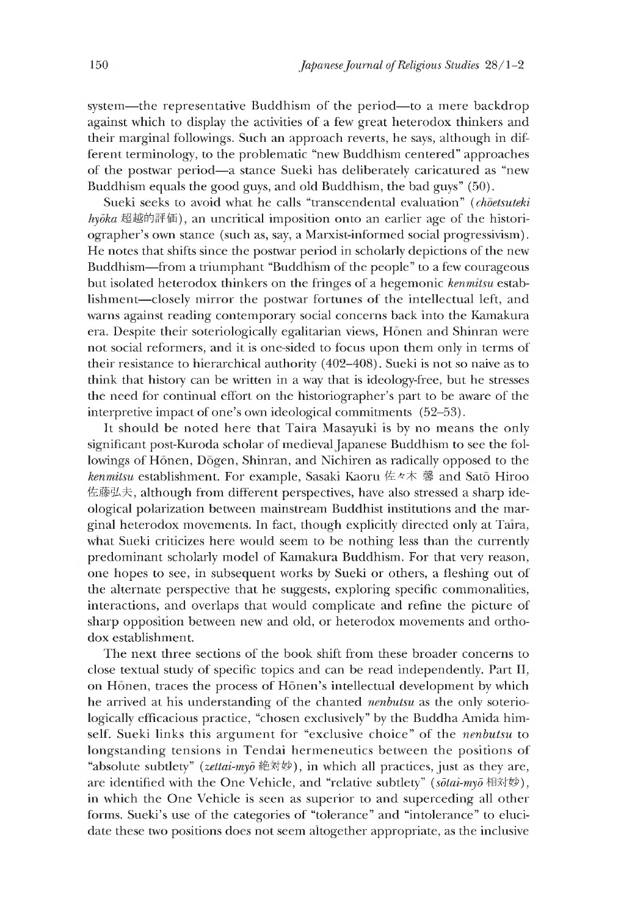system—the representative Buddhism of the period—to a mere backdrop against which to display the activities of a few great heterodox thinkers and their marginal followings. Such an approach reverts, he says, although in different terminology, to the problematic "new Buddhism centered" approaches of the postwar period—a stance Sueki has deliberately caricatured as "new Buddhism equals the good guys, and old Buddhism, the bad guys" (50).

Sueki seeks to avoid what he calls "transcendental evaluation" (*chōetsuteki hyōka* 超越的評価), an uncritical imposition onto an earlier age of the historiographer's own stance (such as, say, a Marxist-informed social progressivism). He notes that shifts since the postwar period in scholarly depictions of the new Buddhism—from a triumphant "Buddhism of the people" to a few courageous but isolated heterodox thinkers on the fringes of a hegemonic *kenmitsu* establishment—closely mirror the postwar fortunes of the intellectual left, and warns against reading contemporary social concerns back into the Kamakura era. Despite their soteriologically egalitarian views, Hōnen and Shinran were not social reformers, and it is one-sided to focus upon them only in terms of their resistance to hierarchical authority (402–408). Sueki is not so naive as to think that history can be written in a way that is ideology-free, but he stresses the need for continual effort on the historiographer's part to be aware of the interpretive impact of one's own ideological commitments (52–53).

It should be noted here that Taira Masayuki is by no means the only significant post-Kuroda scholar of medieval Japanese Buddhism to see the followings of Hōnen, Dōgen, Shinran, and Nichiren as radically opposed to the *kenmitsu* establishment. For example, Sasaki Kaoru 佐々木 馨 and Satō Hiroo 佐藤弘夫, although from different perspectives, have also stressed a sharp ideological polarization between mainstream Buddhist institutions and the marginal heterodox movements. In fact, though explicitly directed only at Taira, what Sueki criticizes here would seem to be nothing less than the currently predominant scholarly model of Kamakura Buddhism. For that very reason, one hopes to see, in subsequent works by Sueki or others, a fleshing out of the alternate perspective that he suggests, exploring specific commonalities, interactions, and overlaps that would complicate and refine the picture of sharp opposition between new and old, or heterodox movements and orthodox establishment.

The next three sections of the book shift from these broader concerns to close textual study of specific topics and can be read independently. Part II, on Hōnen, traces the process of Hōnen's intellectual development by which he arrived at his understanding of the chanted *nenbutsu* as the only soteriologically efficacious practice, "chosen exclusively" by the Buddha Amida himself. Sueki links this argument for "exclusive choice" of the *nenbutsu* to longstanding tensions in Tendai hermeneutics between the positions of "absolute subtlety" (*zettai-myō* 絶対妙), in which all practices, just as they are, are identified with the One Vehicle, and "relative subtlety" (*sōtai-myō* 相対妙), in which the One Vehicle is seen as superior to and superceding all other forms. Sueki's use of the categories of "tolerance" and "intolerance" to elucidate these two positions does not seem altogether appropriate, as the inclusive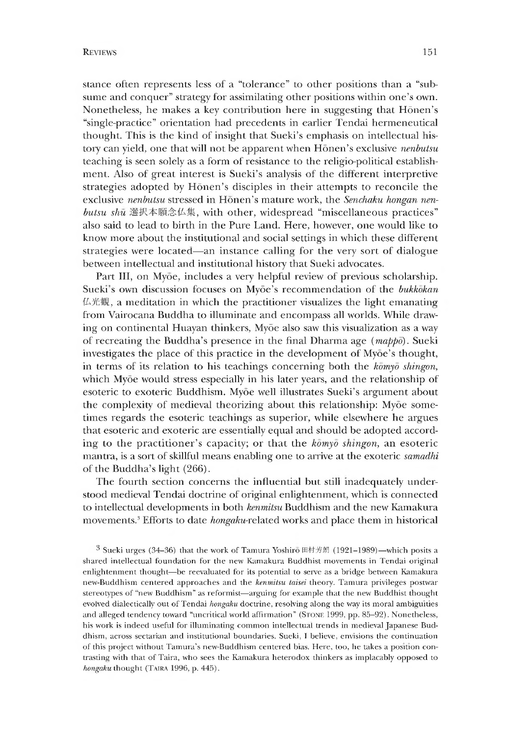stance often represents less of a "tolerance" to other positions than a "subsume and conquer" strategy for assimilating other positions within one's own. Nonetheless, he makes a key contribution here in suggesting that Hōnen's "single-practice" orientation had precedents in earlier Tendai hermeneutical thought. This is the kind of insight that Sueki's emphasis on intellectual history can yield, one that will not be apparent when Hōnen's exclusive *nenbutsu* teaching is seen solely as a form of resistance to the religio-political establishment. Also of great interest is Sueki's analysis of the different interpretive strategies adopted by Hōnen's disciples in their attempts to reconcile the exclusive *nenbutsu* stressed in Hōnen's mature work, the *Senchaku hongan nenbutsu shū* 選択本願念仏集, with other, widespread "miscellaneous practices" also said to lead to birth in the Pure Land. Here, however, one would like to know more about the institutional and social settings in which these different strategies were located—an instance calling for the very sort of dialogue between intellectual and institutional history that Sueki advocates.

Part III, on Myōe, includes a very helpful review of previous scholarship. Sueki's own discussion focuses on Myōe's recommendation of the *bukkōkan* 仏光観, a meditation in which the practitioner visualizes the light emanating from Vairocana Buddha to illuminate and encompass all worlds. While drawing on continental Huayan thinkers, Myōe also saw this visualization as a way of recreating the Buddha's presence in the final Dharma age (*mappō*). Sueki investigates the place of this practice in the development of Myōe's thought, in terms of its relation to his teachings concerning both the *kōmyō shingon*, which Myōe would stress especially in his later years, and the relationship of esoteric to exoteric Buddhism. Myōe well illustrates Sueki's argument about the complexity of medieval theorizing about this relationship: Myōe sometimes regards the esoteric teachings as superior, while elsewhere he argues that esoteric and exoteric are essentially equal and should be adopted according to the practitioner's capacity; or that the *kōmyō shingon*, an esoteric mantra, is a sort of skillful means enabling one to arrive at the exoteric *samadhi* of the Buddha's light (266).

The fourth section concerns the influential but still inadequately understood medieval Tendai doctrine of original enlightenment, which is connected to intellectual developments in both *kenmitsu* Buddhism and the new Kamakura movements.[3] Efforts to date *hongaku*-related works and place them in historical

[3] Sueki urges (34–36) that the work of Tamura Yoshirō 田村芳朗 (1921–1989)—which posits a shared intellectual foundation for the new Kamakura Buddhist movements in Tendai original enlightenment thought—be reevaluated for its potential to serve as a bridge between Kamakura new-Buddhism centered approaches and the *kenmitsu taisei* theory. Tamura privileges postwar stereotypes of "new Buddhism" as reformist—arguing for example that the new Buddhist thought evolved dialectically out of Tendai *hongaku* doctrine, resolving along the way its moral ambiguities and alleged tendency toward "uncritical world affirmation" (STONE 1999, pp. 85–92). Nonetheless, his work is indeed useful for illuminating common intellectual trends in medieval Japanese Buddhism, across sectarian and institutional boundaries. Sueki, I believe, envisions the continuation of this project without Tamura's new-Buddhism centered bias. Here, too, he takes a position contrasting with that of Taira, who sees the Kamakura heterodox thinkers as implacably opposed to *hongaku* thought (TAIRA 1996, p. 445).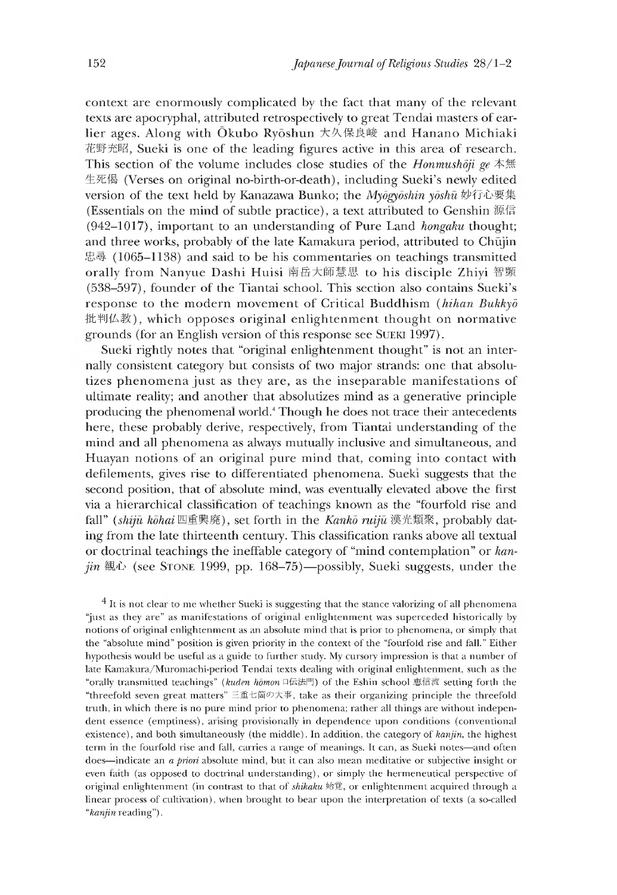context are enormously complicated by the fact that many of the relevant texts are apocryphal, attributed retrospectively to great Tendai masters of earlier ages. Along with Ōkubo Ryōshun 大久保良峻 and Hanano Michiaki 花野充昭, Sueki is one of the leading figures active in this area of research. This section of the volume includes close studies of the *Honmushōji ge* 本無生死偈 (Verses on original no-birth-or-death), including Sueki's newly edited version of the text held by Kanazawa Bunko; the *Myōgyōshin yōshū* 妙行心要集 (Essentials on the mind of subtle practice), a text attributed to Genshin 源信 (942–1017), important to an understanding of Pure Land *hongaku* thought; and three works, probably of the late Kamakura period, attributed to Chūjin 忠尋 (1065–1138) and said to be his commentaries on teachings transmitted orally from Nanyue Dashi Huisi 南岳大師慧思 to his disciple Zhiyi 智顗 (538–597), founder of the Tiantai school. This section also contains Sueki's response to the modern movement of Critical Buddhism (*hihan Bukkyō* 批判仏教), which opposes original enlightenment thought on normative grounds (for an English version of this response see SUEKI 1997).

Sueki rightly notes that "original enlightenment thought" is not an internally consistent category but consists of two major strands: one that absolutizes phenomena just as they are, as the inseparable manifestations of ultimate reality; and another that absolutizes mind as a generative principle producing the phenomenal world.[4] Though he does not trace their antecedents here, these probably derive, respectively, from Tiantai understanding of the mind and all phenomena as always mutually inclusive and simultaneous, and Huayan notions of an original pure mind that, coming into contact with defilements, gives rise to differentiated phenomena. Sueki suggests that the second position, that of absolute mind, was eventually elevated above the first via a hierarchical classification of teachings known as the "fourfold rise and fall" (*shijū kōhai* 四重興廃), set forth in the *Kankō ruijū* 漢光類聚, probably dating from the late thirteenth century. This classification ranks above all textual or doctrinal teachings the ineffable category of "mind contemplation" or *kanjin* 観心 (see STONE 1999, pp. 168–75)—possibly, Sueki suggests, under the

[4] It is not clear to me whether Sueki is suggesting that the stance valorizing of all phenomena "just as they are" as manifestations of original enlightenment was superceded historically by notions of original enlightenment as an absolute mind that is prior to phenomena, or simply that the "absolute mind" position is given priority in the context of the "fourfold rise and fall." Either hypothesis would be useful as a guide to further study. My cursory impression is that a number of late Kamakura/Muromachi-period Tendai texts dealing with original enlightenment, such as the "orally transmitted teachings" (*kuden hōmon* 口伝法門) of the Eshin school 恵信流 setting forth the "threefold seven great matters" 三重七箇の大事, take as their organizing principle the threefold truth, in which there is no pure mind prior to phenomena; rather all things are without independent essence (emptiness), arising provisionally in dependence upon conditions (conventional existence), and both simultaneously (the middle). In addition, the category of *kanjin*, the highest term in the fourfold rise and fall, carries a range of meanings. It can, as Sueki notes—and often does—indicate an *a priori* absolute mind, but it can also mean meditative or subjective insight or even faith (as opposed to doctrinal understanding), or simply the hermeneutical perspective of original enlightenment (in contrast to that of *shikaku* 始覚, or enlightenment acquired through a linear process of cultivation), when brought to bear upon the interpretation of texts (a so-called "*kanjin* reading").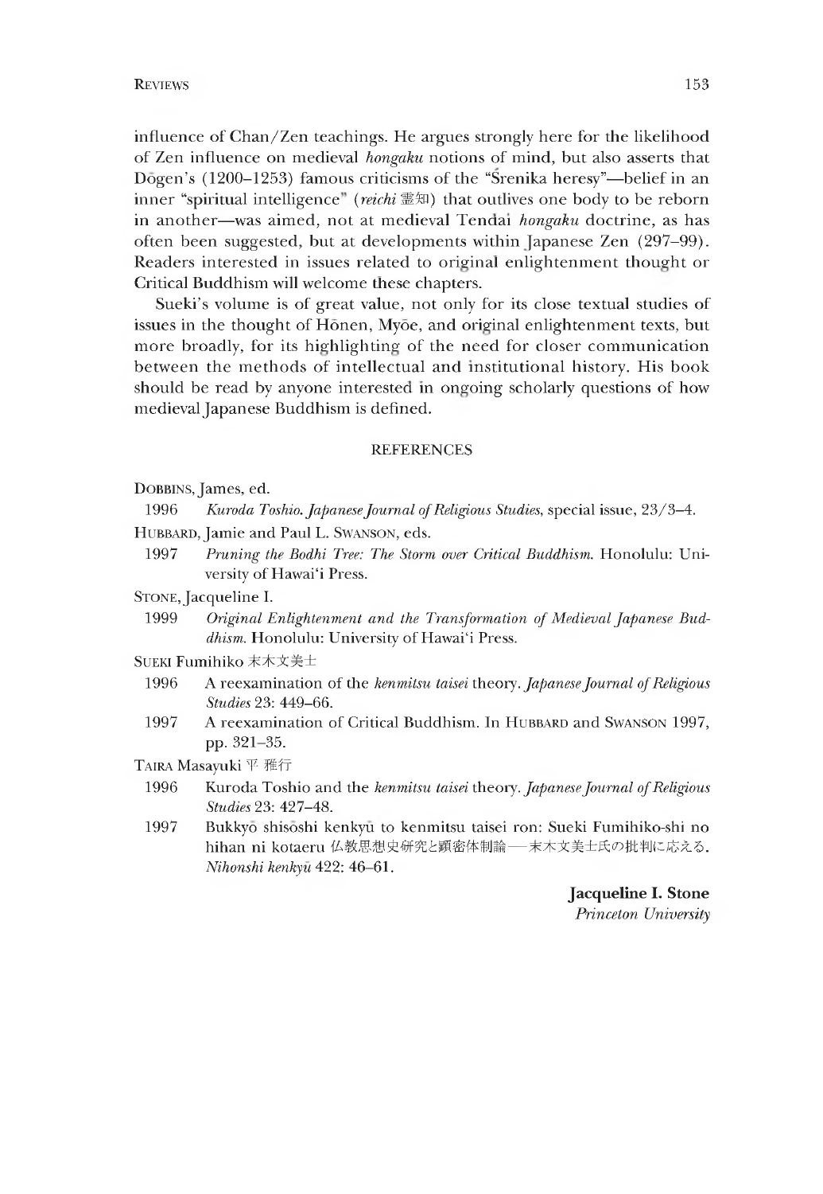influence of Chan/Zen teachings. He argues strongly here for the likelihood of Zen influence on medieval *hongaku* notions of mind, but also asserts that Dōgen's (1200–1253) famous criticisms of the "Śrenika heresy"—belief in an inner "spiritual intelligence" (*reichi* 霊知) that outlives one body to be reborn in another—was aimed, not at medieval Tendai *hongaku* doctrine, as has often been suggested, but at developments within Japanese Zen (297–99). Readers interested in issues related to original enlightenment thought or Critical Buddhism will welcome these chapters.

Sueki's volume is of great value, not only for its close textual studies of issues in the thought of Hōnen, Myōe, and original enlightenment texts, but more broadly, for its highlighting of the need for closer communication between the methods of intellectual and institutional history. His book should be read by anyone interested in ongoing scholarly questions of how medieval Japanese Buddhism is defined.

## REFERENCES

DOBBINS, James, ed.

1996 *Kuroda Toshio. Japanese Journal of Religious Studies*, special issue, 23/3–4.

HUBBARD, Jamie and Paul L. SWANSON, eds.

1997 *Pruning the Bodhi Tree: The Storm over Critical Buddhism.* Honolulu: University of Hawai'i Press.

STONE, Jacqueline I.

1999 *Original Enlightenment and the Transformation of Medieval Japanese Buddhism.* Honolulu: University of Hawai'i Press.

SUEKI Fumihiko 末木文美士

1996 A reexamination of the *kenmitsu taisei* theory. *Japanese Journal of Religious Studies* 23: 449–66.

1997 A reexamination of Critical Buddhism. In HUBBARD and SWANSON 1997, pp. 321–35.

TAIRA Masayuki 平雅行

1996 Kuroda Toshio and the *kenmitsu taisei* theory. *Japanese Journal of Religious Studies* 23: 427–48.

1997 Bukkyō shisōshi kenkyū to kenmitsu taisei ron: Sueki Fumihiko-shi no hihan ni kotaeru 仏教思想史研究と顕密体制論—末木文美士氏の批判に応える. *Nihonshi kenkyū* 422: 46–61.

**Jacqueline I. Stone**
*Princeton University*